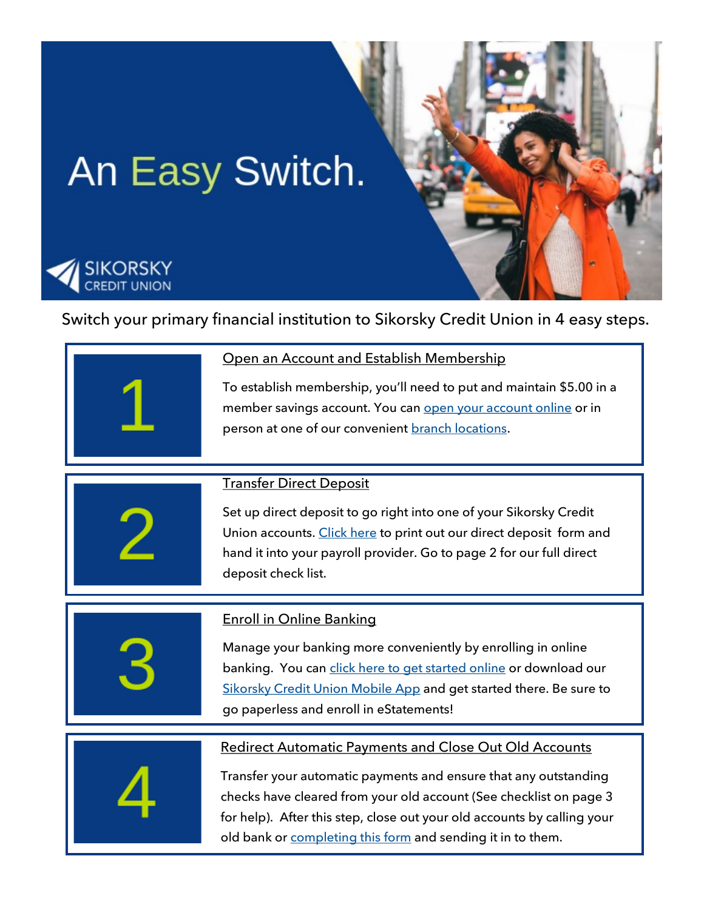# An Easy Switch.

SIKORSKY
CREDIT UNION

Switch your primary financial institution to Sikorsky Credit Union in 4 easy steps.

## 1

### Open an Account and Establish Membership

To establish membership, you'll need to put and maintain $5.00 in a member savings account. You can open your account online or in person at one of our convenient branch locations.

## 2

### Transfer Direct Deposit

Set up direct deposit to go right into one of your Sikorsky Credit Union accounts. Click here to print out our direct deposit form and hand it into your payroll provider. Go to page 2 for our full direct deposit check list.

## 3

### Enroll in Online Banking

Manage your banking more conveniently by enrolling in online banking. You can click here to get started online or download our Sikorsky Credit Union Mobile App and get started there. Be sure to go paperless and enroll in eStatements!

## 4

### Redirect Automatic Payments and Close Out Old Accounts

Transfer your automatic payments and ensure that any outstanding checks have cleared from your old account (See checklist on page 3 for help). After this step, close out your old accounts by calling your old bank or completing this form and sending it in to them.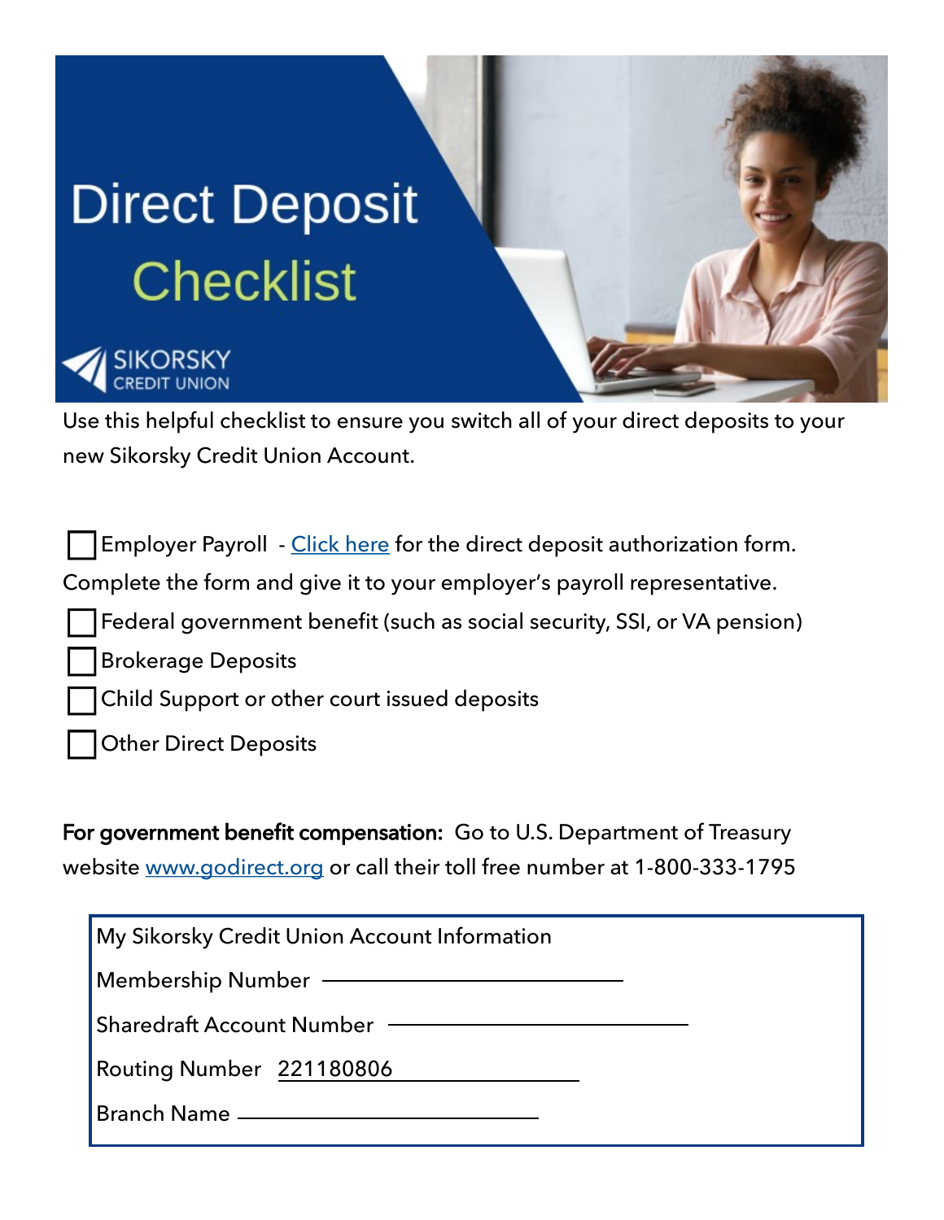# Direct Deposit Checklist

SIKORSKY CREDIT UNION

Use this helpful checklist to ensure you switch all of your direct deposits to your new Sikorsky Credit Union Account.

- [ ] Employer Payroll - Click here for the direct deposit authorization form. Complete the form and give it to your employer's payroll representative.
- [ ] Federal government benefit (such as social security, SSI, or VA pension)
- [ ] Brokerage Deposits
- [ ] Child Support or other court issued deposits
- [ ] Other Direct Deposits

**For government benefit compensation:** Go to U.S. Department of Treasury website www.godirect.org or call their toll free number at 1-800-333-1795

My Sikorsky Credit Union Account Information

Membership Number ______________________

Sharedraft Account Number ______________________

Routing Number 221180806

Branch Name ______________________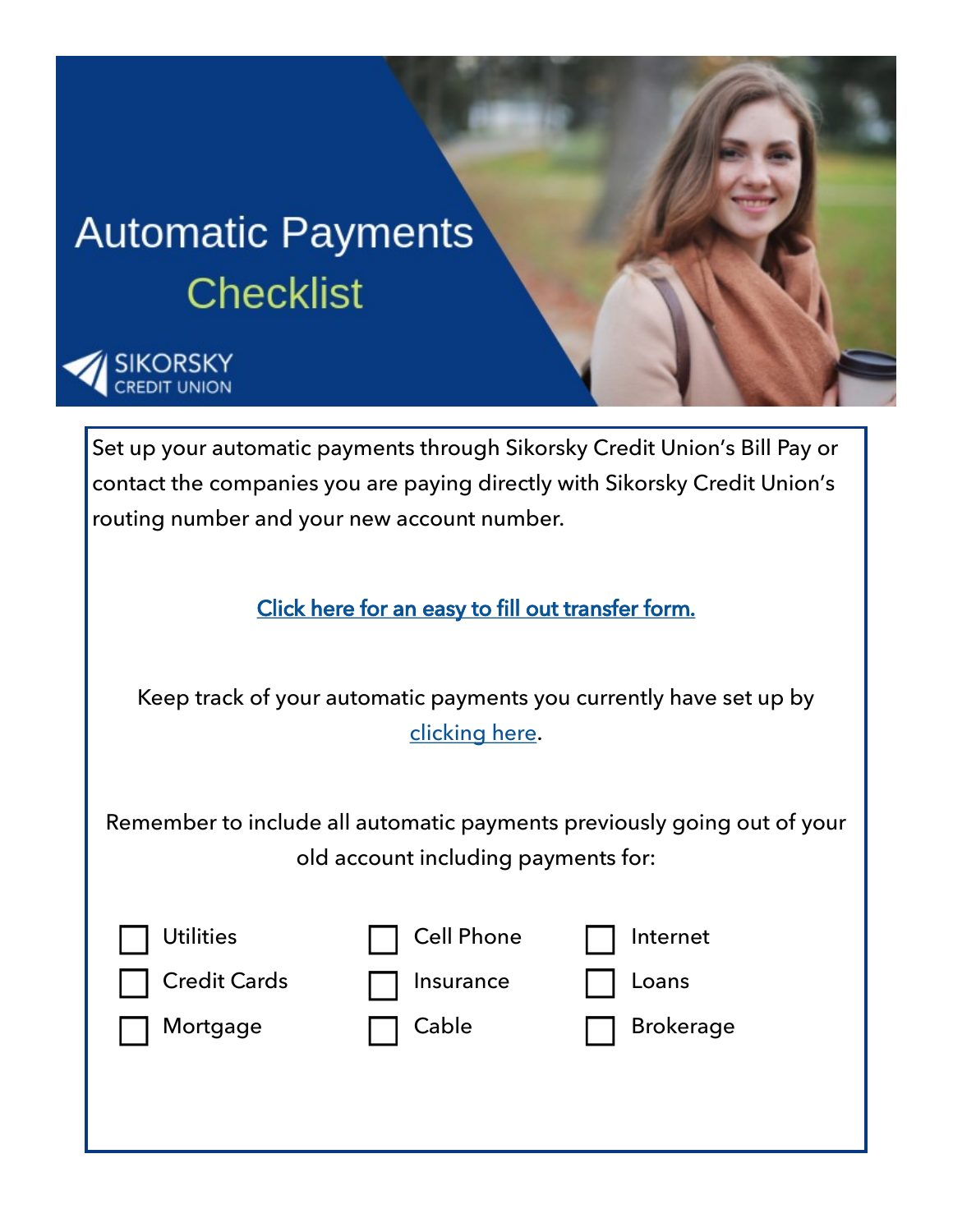# Automatic Payments Checklist

SIKORSKY CREDIT UNION

Set up your automatic payments through Sikorsky Credit Union's Bill Pay or contact the companies you are paying directly with Sikorsky Credit Union's routing number and your new account number.

Click here for an easy to fill out transfer form.

Keep track of your automatic payments you currently have set up by clicking here.

Remember to include all automatic payments previously going out of your old account including payments for:

- [ ] Utilities
- [ ] Credit Cards
- [ ] Mortgage
- [ ] Cell Phone
- [ ] Insurance
- [ ] Cable
- [ ] Internet
- [ ] Loans
- [ ] Brokerage